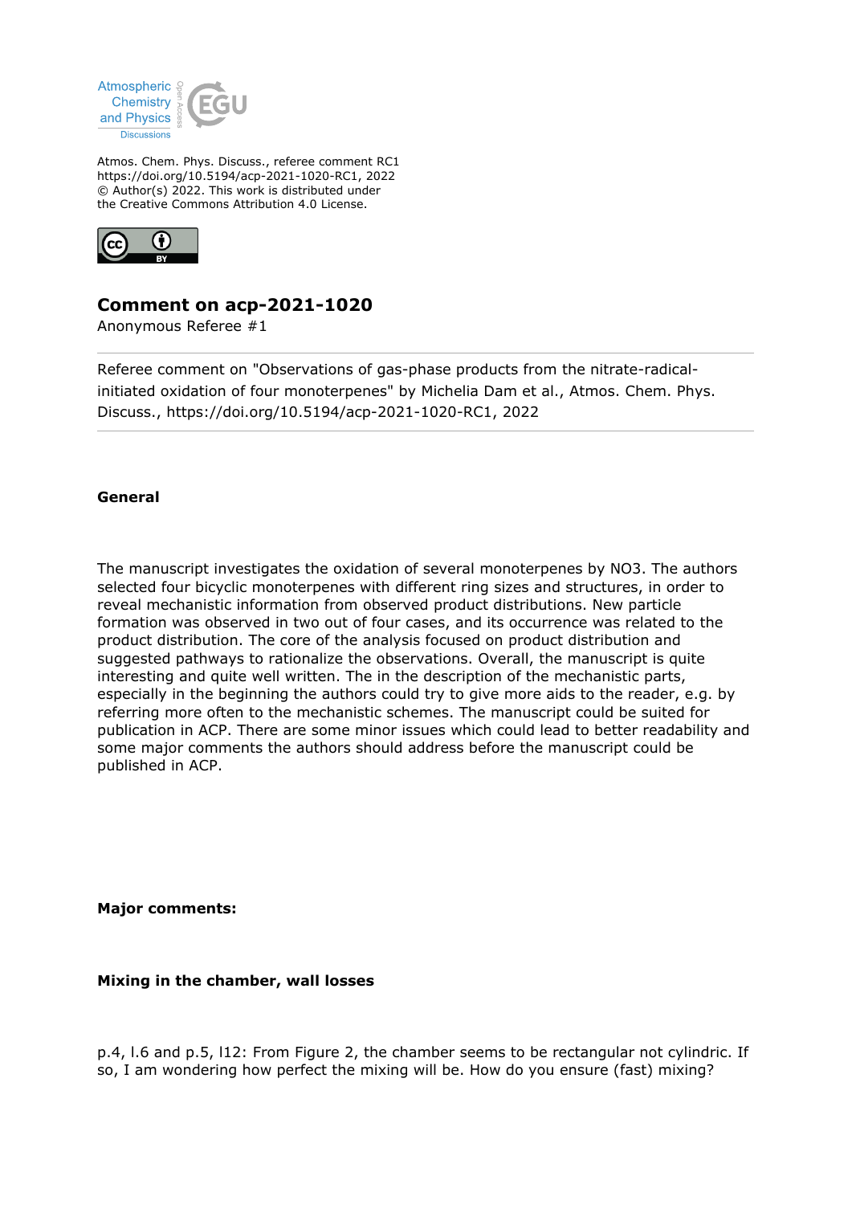Atmos. Chem. Phys. Discuss., referee comment RC1
https://doi.org/10.5194/acp-2021-1020-RC1, 2022
© Author(s) 2022. This work is distributed under
the Creative Commons Attribution 4.0 License.

# Comment on acp-2021-1020

Anonymous Referee #1

Referee comment on "Observations of gas-phase products from the nitrate-radical-initiated oxidation of four monoterpenes" by Michelia Dam et al., Atmos. Chem. Phys. Discuss., https://doi.org/10.5194/acp-2021-1020-RC1, 2022

## General

The manuscript investigates the oxidation of several monoterpenes by NO3. The authors selected four bicyclic monoterpenes with different ring sizes and structures, in order to reveal mechanistic information from observed product distributions. New particle formation was observed in two out of four cases, and its occurrence was related to the product distribution. The core of the analysis focused on product distribution and suggested pathways to rationalize the observations. Overall, the manuscript is quite interesting and quite well written. The in the description of the mechanistic parts, especially in the beginning the authors could try to give more aids to the reader, e.g. by referring more often to the mechanistic schemes. The manuscript could be suited for publication in ACP. There are some minor issues which could lead to better readability and some major comments the authors should address before the manuscript could be published in ACP.

## Major comments:

### Mixing in the chamber, wall losses

p.4, l.6 and p.5, l12: From Figure 2, the chamber seems to be rectangular not cylindric. If so, I am wondering how perfect the mixing will be. How do you ensure (fast) mixing?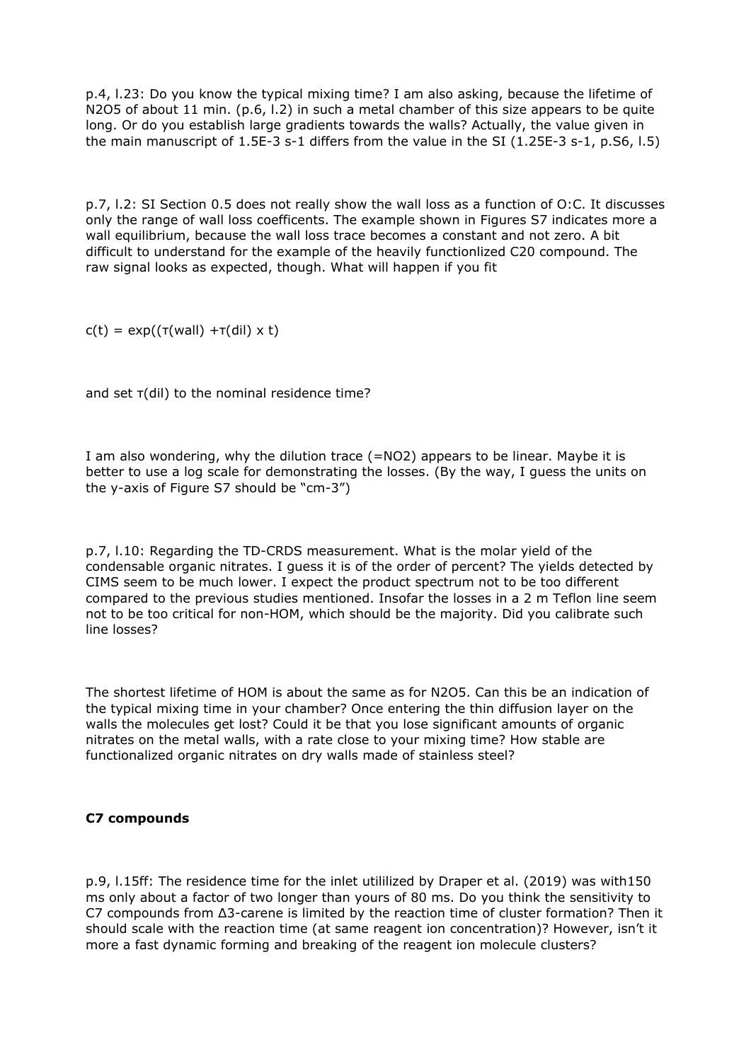p.4, l.23: Do you know the typical mixing time? I am also asking, because the lifetime of $N_2O_5$ of about 11 min. (p.6, l.2) in such a metal chamber of this size appears to be quite long. Or do you establish large gradients towards the walls? Actually, the value given in the main manuscript of 1.5E-3 s-1 differs from the value in the SI (1.25E-3 s-1, p.S6, l.5)

p.7, l.2: SI Section 0.5 does not really show the wall loss as a function of O:C. It discusses only the range of wall loss coefficents. The example shown in Figures S7 indicates more a wall equilibrium, because the wall loss trace becomes a constant and not zero. A bit difficult to understand for the example of the heavily functionlized C20 compound. The raw signal looks as expected, though. What will happen if you fit

$c(t) = \exp((\tau(\text{wall}) + \tau(\text{dil}) \times t)$

and set $\tau(\text{dil})$ to the nominal residence time?

I am also wondering, why the dilution trace (=$NO_2$) appears to be linear. Maybe it is better to use a log scale for demonstrating the losses. (By the way, I guess the units on the y-axis of Figure S7 should be "cm-3")

p.7, l.10: Regarding the TD-CRDS measurement. What is the molar yield of the condensable organic nitrates. I guess it is of the order of percent? The yields detected by CIMS seem to be much lower. I expect the product spectrum not to be too different compared to the previous studies mentioned. Insofar the losses in a 2 m Teflon line seem not to be too critical for non-HOM, which should be the majority. Did you calibrate such line losses?

The shortest lifetime of HOM is about the same as for $N_2O_5$. Can this be an indication of the typical mixing time in your chamber? Once entering the thin diffusion layer on the walls the molecules get lost? Could it be that you lose significant amounts of organic nitrates on the metal walls, with a rate close to your mixing time? How stable are functionalized organic nitrates on dry walls made of stainless steel?

**C7 compounds**

p.9, l.15ff: The residence time for the inlet utililized by Draper et al. (2019) was with150 ms only about a factor of two longer than yours of 80 ms. Do you think the sensitivity to C7 compounds from Δ3-carene is limited by the reaction time of cluster formation? Then it should scale with the reaction time (at same reagent ion concentration)? However, isn't it more a fast dynamic forming and breaking of the reagent ion molecule clusters?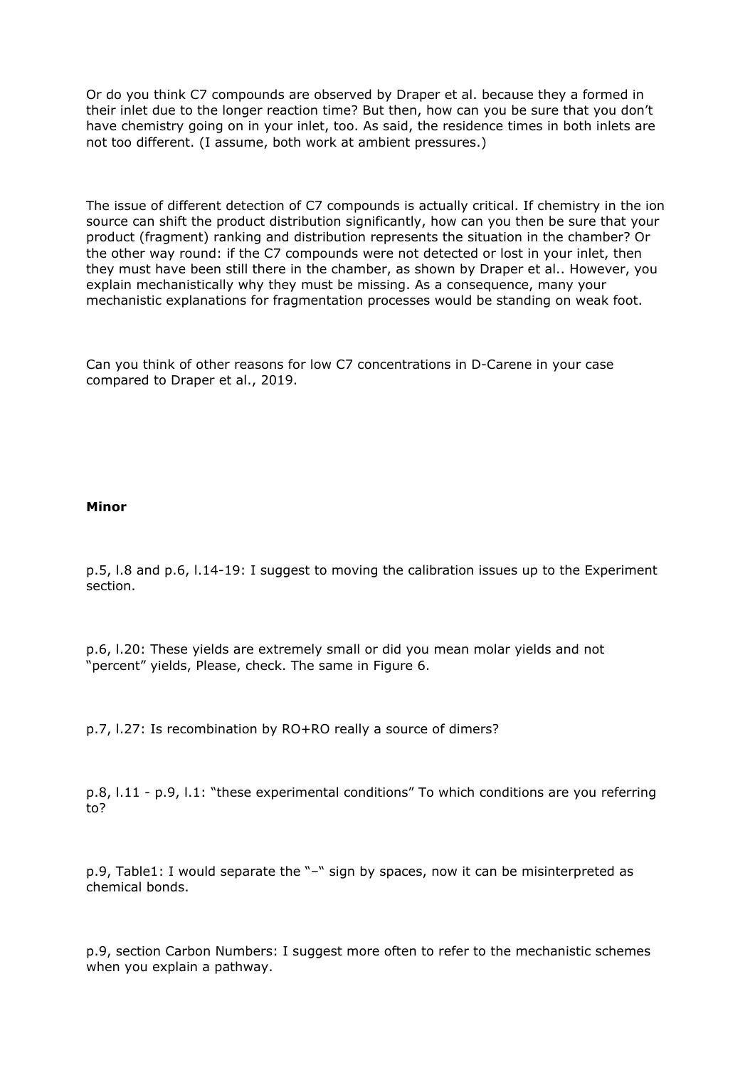Or do you think C7 compounds are observed by Draper et al. because they a formed in their inlet due to the longer reaction time? But then, how can you be sure that you don't have chemistry going on in your inlet, too. As said, the residence times in both inlets are not too different. (I assume, both work at ambient pressures.)

The issue of different detection of C7 compounds is actually critical. If chemistry in the ion source can shift the product distribution significantly, how can you then be sure that your product (fragment) ranking and distribution represents the situation in the chamber? Or the other way round: if the C7 compounds were not detected or lost in your inlet, then they must have been still there in the chamber, as shown by Draper et al.. However, you explain mechanistically why they must be missing. As a consequence, many your mechanistic explanations for fragmentation processes would be standing on weak foot.

Can you think of other reasons for low C7 concentrations in D-Carene in your case compared to Draper et al., 2019.

**Minor**

p.5, l.8 and p.6, l.14-19: I suggest to moving the calibration issues up to the Experiment section.

p.6, l.20: These yields are extremely small or did you mean molar yields and not "percent" yields, Please, check. The same in Figure 6.

p.7, l.27: Is recombination by RO+RO really a source of dimers?

p.8, l.11 - p.9, l.1: "these experimental conditions" To which conditions are you referring to?

p.9, Table1: I would separate the "–" sign by spaces, now it can be misinterpreted as chemical bonds.

p.9, section Carbon Numbers: I suggest more often to refer to the mechanistic schemes when you explain a pathway.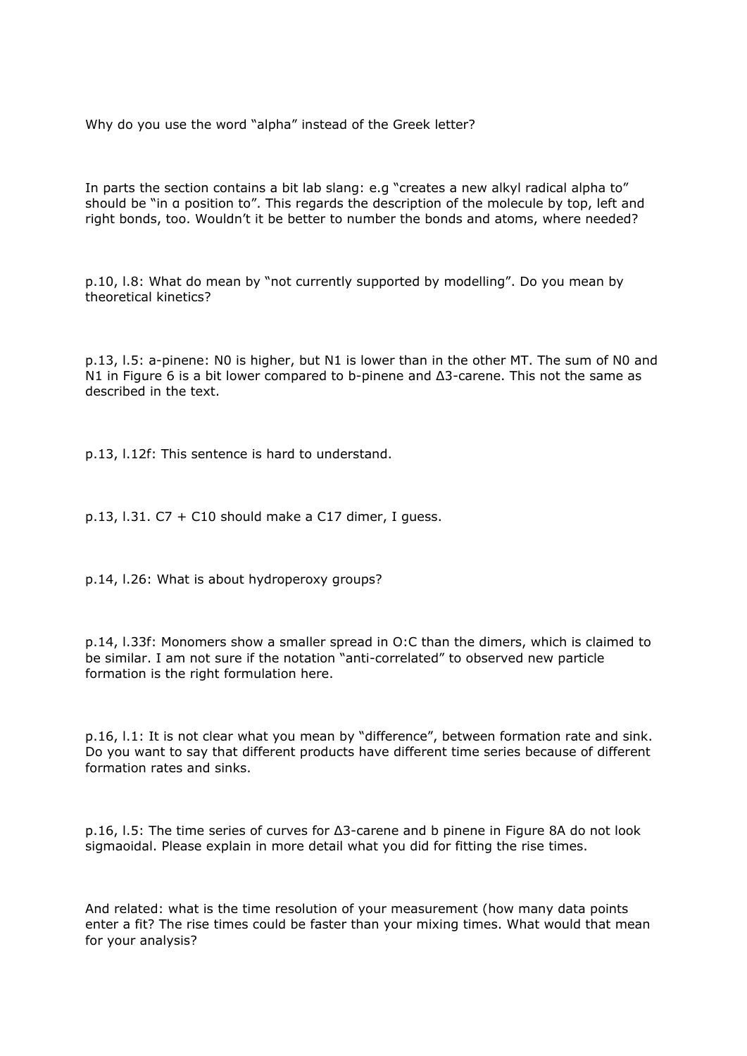Why do you use the word "alpha" instead of the Greek letter?

In parts the section contains a bit lab slang: e.g "creates a new alkyl radical alpha to" should be "in α position to". This regards the description of the molecule by top, left and right bonds, too. Wouldn't it be better to number the bonds and atoms, where needed?

p.10, l.8: What do mean by "not currently supported by modelling". Do you mean by theoretical kinetics?

p.13, l.5: a-pinene: N0 is higher, but N1 is lower than in the other MT. The sum of N0 and N1 in Figure 6 is a bit lower compared to b-pinene and Δ3-carene. This not the same as described in the text.

p.13, l.12f: This sentence is hard to understand.

p.13, l.31. C7 + C10 should make a C17 dimer, I guess.

p.14, l.26: What is about hydroperoxy groups?

p.14, l.33f: Monomers show a smaller spread in O:C than the dimers, which is claimed to be similar. I am not sure if the notation "anti-correlated" to observed new particle formation is the right formulation here.

p.16, l.1: It is not clear what you mean by "difference", between formation rate and sink. Do you want to say that different products have different time series because of different formation rates and sinks.

p.16, l.5: The time series of curves for Δ3-carene and b pinene in Figure 8A do not look sigmaoidal. Please explain in more detail what you did for fitting the rise times.

And related: what is the time resolution of your measurement (how many data points enter a fit? The rise times could be faster than your mixing times. What would that mean for your analysis?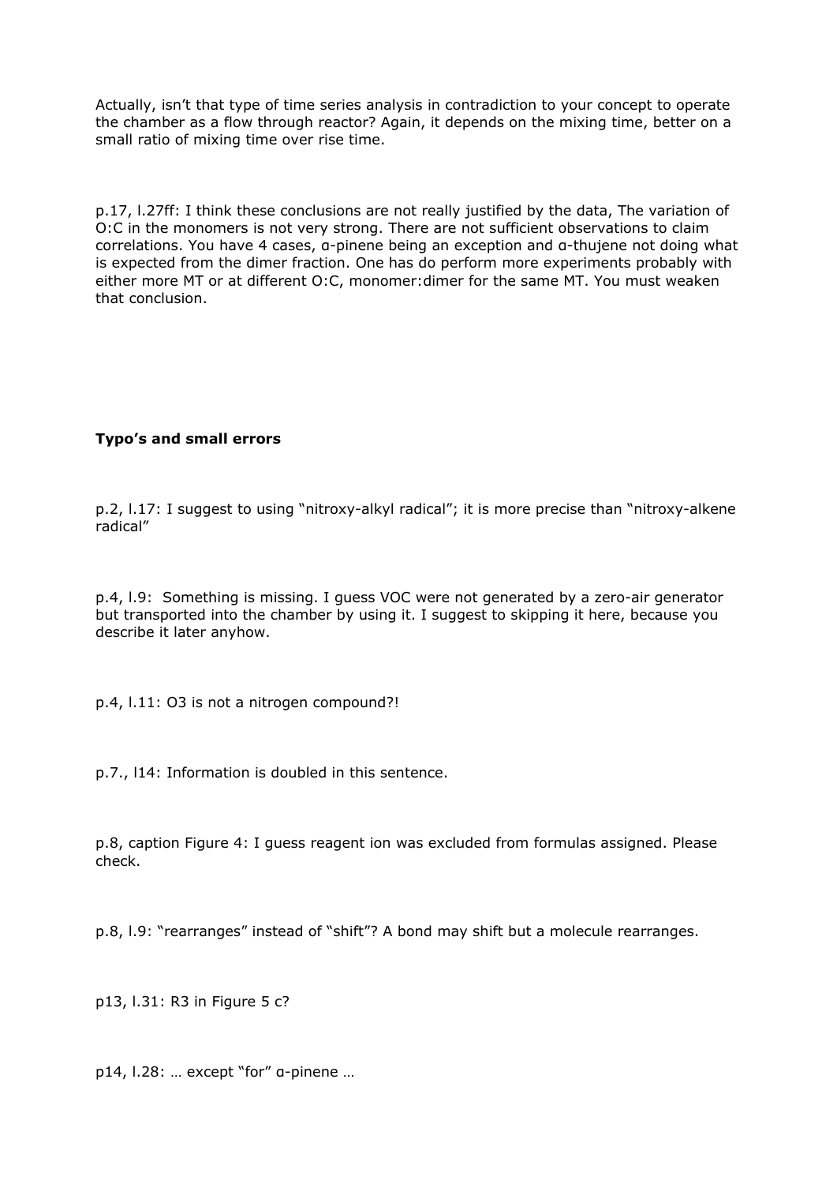Actually, isn't that type of time series analysis in contradiction to your concept to operate the chamber as a flow through reactor? Again, it depends on the mixing time, better on a small ratio of mixing time over rise time.

p.17, l.27ff: I think these conclusions are not really justified by the data, The variation of O:C in the monomers is not very strong. There are not sufficient observations to claim correlations. You have 4 cases, α-pinene being an exception and α-thujene not doing what is expected from the dimer fraction. One has do perform more experiments probably with either more MT or at different O:C, monomer:dimer for the same MT. You must weaken that conclusion.

**Typo's and small errors**

p.2, l.17: I suggest to using "nitroxy-alkyl radical"; it is more precise than "nitroxy-alkene radical"

p.4, l.9: Something is missing. I guess VOC were not generated by a zero-air generator but transported into the chamber by using it. I suggest to skipping it here, because you describe it later anyhow.

p.4, l.11: O3 is not a nitrogen compound?!

p.7., l14: Information is doubled in this sentence.

p.8, caption Figure 4: I guess reagent ion was excluded from formulas assigned. Please check.

p.8, l.9: "rearranges" instead of "shift"? A bond may shift but a molecule rearranges.

p13, l.31: R3 in Figure 5 c?

p14, l.28: … except "for" α-pinene …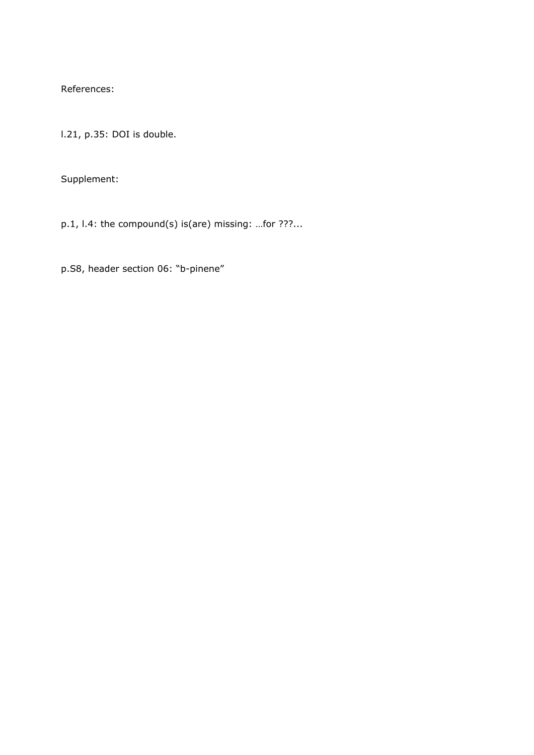References:

l.21, p.35: DOI is double.

Supplement:

p.1, l.4: the compound(s) is(are) missing: …for ???...

p.S8, header section 06: “b-pinene”